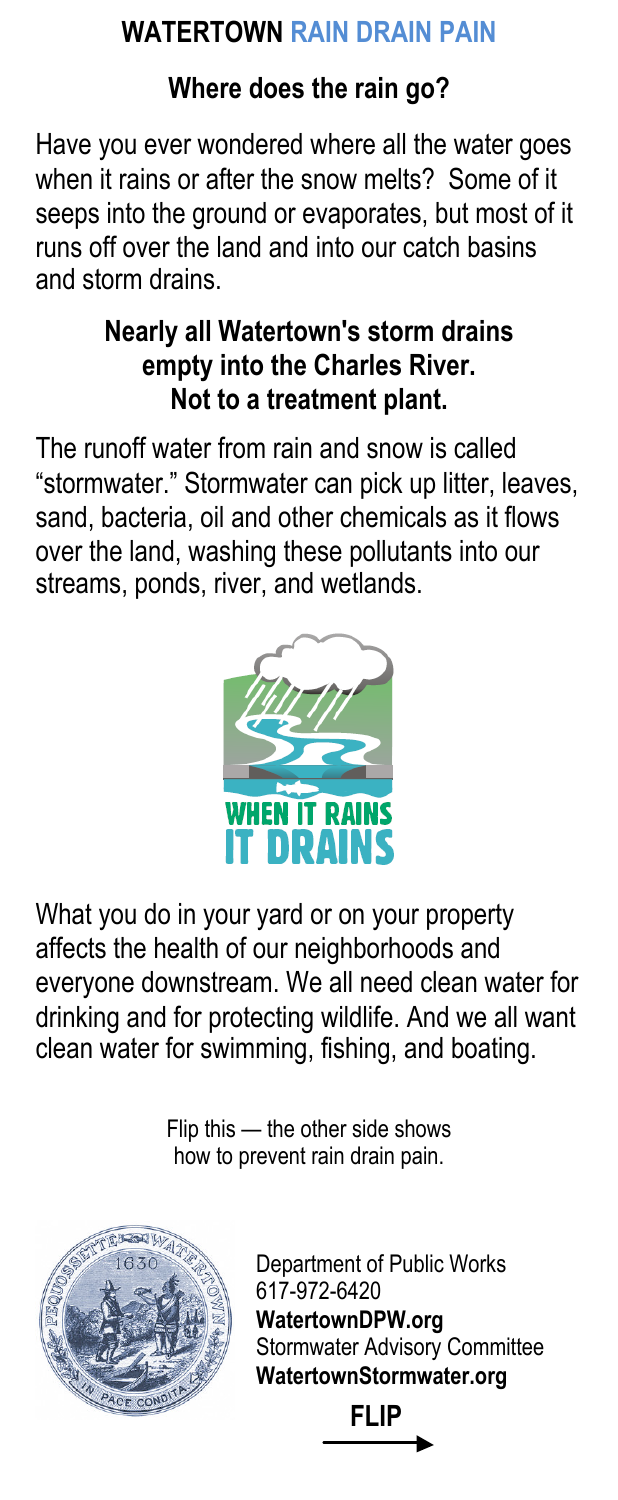# WATERTOWN RAIN DRAIN PAIN

## Where does the rain go?

Have you ever wondered where all the water goes when it rains or after the snow melts? Some of it seeps into the ground or evaporates, but most of it runs off over the land and into our catch basins and storm drains.

### Nearly all Watertown's storm drains empty into the Charles River. Not to a treatment plant.

The runoff water from rain and snow is called "stormwater." Stormwater can pick up litter, leaves, sand, bacteria, oil and other chemicals as it flows over the land, washing these pollutants into our streams, ponds, river, and wetlands.

WHEN IT RAINS IT DRAINS

What you do in your yard or on your property affects the health of our neighborhoods and everyone downstream. We all need clean water for drinking and for protecting wildlife. And we all want clean water for swimming, fishing, and boating.

Flip this — the other side shows how to prevent rain drain pain.

Department of Public Works
617-972-6420
**WatertownDPW.org**
Stormwater Advisory Committee
**WatertownStormwater.org**

**FLIP** →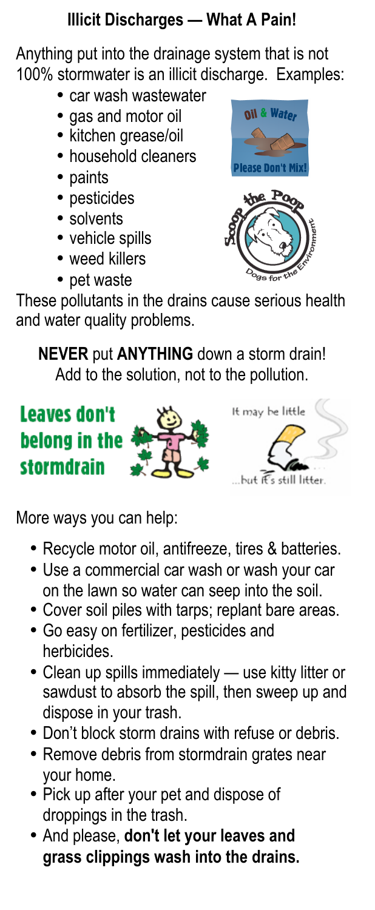## Illicit Discharges — What A Pain!

Anything put into the drainage system that is not 100% stormwater is an illicit discharge. Examples:

- car wash wastewater
- gas and motor oil
- kitchen grease/oil
- household cleaners
- paints
- pesticides
- solvents
- vehicle spills
- weed killers
- pet waste

These pollutants in the drains cause serious health and water quality problems.

**NEVER** put **ANYTHING** down a storm drain!
Add to the solution, not to the pollution.

More ways you can help:

- Recycle motor oil, antifreeze, tires & batteries.
- Use a commercial car wash or wash your car on the lawn so water can seep into the soil.
- Cover soil piles with tarps; replant bare areas.
- Go easy on fertilizer, pesticides and herbicides.
- Clean up spills immediately — use kitty litter or sawdust to absorb the spill, then sweep up and dispose in your trash.
- Don't block storm drains with refuse or debris.
- Remove debris from stormdrain grates near your home.
- Pick up after your pet and dispose of droppings in the trash.
- And please, **don't let your leaves and grass clippings wash into the drains.**